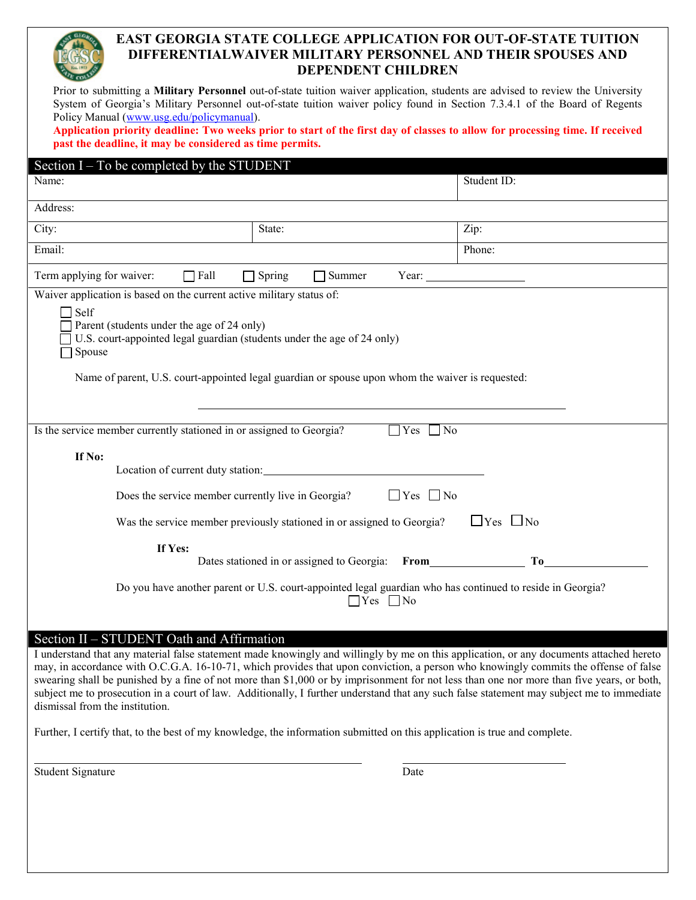# EAST GEORGIA STATE COLLEGE APPLICATION FOR OUT-OF-STATE TUITION DIFFERENTIALWAIVER MILITARY PERSONNEL AND THEIR SPOUSES AND DEPENDENT CHILDREN

Prior to submitting a **Military Personnel** out-of-state tuition waiver application, students are advised to review the University System of Georgia's Military Personnel out-of-state tuition waiver policy found in Section 7.3.4.1 of the Board of Regents Policy Manual (www.usg.edu/policymanual).

**Application priority deadline: Two weeks prior to start of the first day of classes to allow for processing time. If received past the deadline, it may be considered as time permits.**

## Section I – To be completed by the STUDENT

| Name: | | Student ID: |
|---|---|---|
| Address: | | |
| City: | State: | Zip: |
| Email: | | Phone: |

Term applying for waiver: ☐ Fall ☐ Spring ☐ Summer Year: ________________

Waiver application is based on the current active military status of:

- ☐ Self
- ☐ Parent (students under the age of 24 only)
- ☐ U.S. court-appointed legal guardian (students under the age of 24 only)
- ☐ Spouse

Name of parent, U.S. court-appointed legal guardian or spouse upon whom the waiver is requested:

______________________________________________

Is the service member currently stationed in or assigned to Georgia? ☐ Yes ☐ No

**If No:**

Location of current duty station: ______________________________

Does the service member currently live in Georgia? ☐ Yes ☐ No

Was the service member previously stationed in or assigned to Georgia? ☐ Yes ☐ No

**If Yes:**

Dates stationed in or assigned to Georgia: **From**________________ **To**________________

Do you have another parent or U.S. court-appointed legal guardian who has continued to reside in Georgia?
☐ Yes ☐ No

## Section II – STUDENT Oath and Affirmation

I understand that any material false statement made knowingly and willingly by me on this application, or any documents attached hereto may, in accordance with O.C.G.A. 16-10-71, which provides that upon conviction, a person who knowingly commits the offense of false swearing shall be punished by a fine of not more than $1,000 or by imprisonment for not less than one nor more than five years, or both, subject me to prosecution in a court of law. Additionally, I further understand that any such false statement may subject me to immediate dismissal from the institution.

Further, I certify that, to the best of my knowledge, the information submitted on this application is true and complete.

______________________________________________ ______________________

Student Signature Date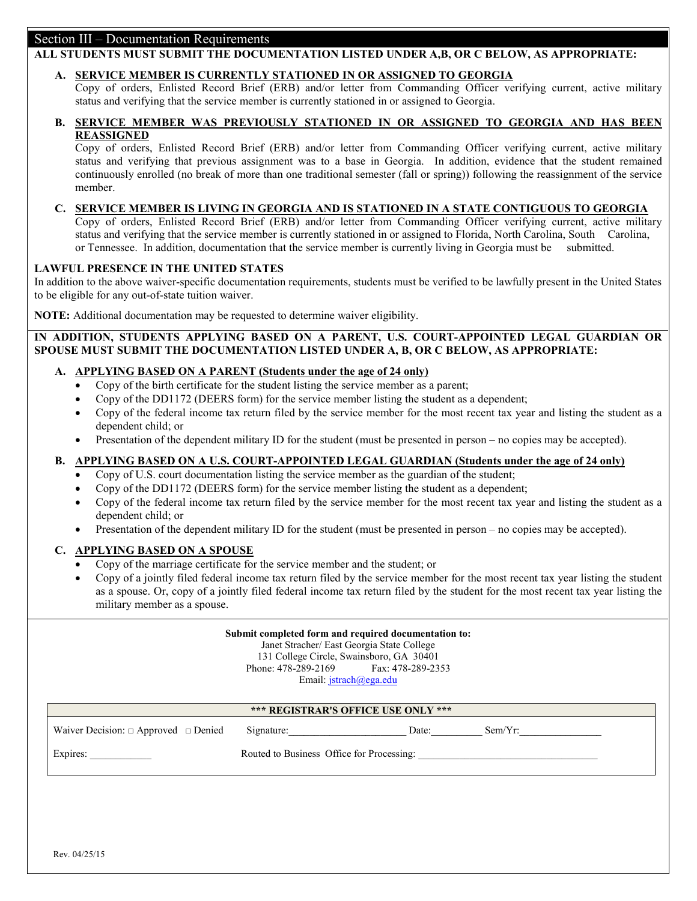## Section III – Documentation Requirements

**ALL STUDENTS MUST SUBMIT THE DOCUMENTATION LISTED UNDER A,B, OR C BELOW, AS APPROPRIATE:**

**A. SERVICE MEMBER IS CURRENTLY STATIONED IN OR ASSIGNED TO GEORGIA**
Copy of orders, Enlisted Record Brief (ERB) and/or letter from Commanding Officer verifying current, active military status and verifying that the service member is currently stationed in or assigned to Georgia.

**B. SERVICE MEMBER WAS PREVIOUSLY STATIONED IN OR ASSIGNED TO GEORGIA AND HAS BEEN REASSIGNED**
Copy of orders, Enlisted Record Brief (ERB) and/or letter from Commanding Officer verifying current, active military status and verifying that previous assignment was to a base in Georgia. In addition, evidence that the student remained continuously enrolled (no break of more than one traditional semester (fall or spring)) following the reassignment of the service member.

**C. SERVICE MEMBER IS LIVING IN GEORGIA AND IS STATIONED IN A STATE CONTIGUOUS TO GEORGIA**
Copy of orders, Enlisted Record Brief (ERB) and/or letter from Commanding Officer verifying current, active military status and verifying that the service member is currently stationed in or assigned to Florida, North Carolina, South Carolina, or Tennessee. In addition, documentation that the service member is currently living in Georgia must be submitted.

**LAWFUL PRESENCE IN THE UNITED STATES**
In addition to the above waiver-specific documentation requirements, students must be verified to be lawfully present in the United States to be eligible for any out-of-state tuition waiver.

**NOTE:** Additional documentation may be requested to determine waiver eligibility.

**IN ADDITION, STUDENTS APPLYING BASED ON A PARENT, U.S. COURT-APPOINTED LEGAL GUARDIAN OR SPOUSE MUST SUBMIT THE DOCUMENTATION LISTED UNDER A, B, OR C BELOW, AS APPROPRIATE:**

**A. APPLYING BASED ON A PARENT (Students under the age of 24 only)**
- Copy of the birth certificate for the student listing the service member as a parent;
- Copy of the DD1172 (DEERS form) for the service member listing the student as a dependent;
- Copy of the federal income tax return filed by the service member for the most recent tax year and listing the student as a dependent child; or
- Presentation of the dependent military ID for the student (must be presented in person – no copies may be accepted).

**B. APPLYING BASED ON A U.S. COURT-APPOINTED LEGAL GUARDIAN (Students under the age of 24 only)**
- Copy of U.S. court documentation listing the service member as the guardian of the student;
- Copy of the DD1172 (DEERS form) for the service member listing the student as a dependent;
- Copy of the federal income tax return filed by the service member for the most recent tax year and listing the student as a dependent child; or
- Presentation of the dependent military ID for the student (must be presented in person – no copies may be accepted).

**C. APPLYING BASED ON A SPOUSE**
- Copy of the marriage certificate for the service member and the student; or
- Copy of a jointly filed federal income tax return filed by the service member for the most recent tax year listing the student as a spouse. Or, copy of a jointly filed federal income tax return filed by the student for the most recent tax year listing the military member as a spouse.

**Submit completed form and required documentation to:**
Janet Stracher/ East Georgia State College
131 College Circle, Swainsboro, GA 30401
Phone: 478-289-2169 Fax: 478-289-2353
Email: jstrach@ega.edu

**\*\*\* REGISTRAR'S OFFICE USE ONLY \*\*\***

Waiver Decision: □ Approved □ Denied Signature:\_\_\_\_\_\_\_\_\_\_\_\_\_\_\_\_\_\_\_\_\_\_ Date:\_\_\_\_\_\_\_\_\_\_ Sem/Yr:\_\_\_\_\_\_\_\_\_\_\_\_\_\_\_\_

Expires: \_\_\_\_\_\_\_\_\_\_\_\_ Routed to Business Office for Processing: \_\_\_\_\_\_\_\_\_\_\_\_\_\_\_\_\_\_\_\_\_\_\_\_\_\_\_\_\_\_\_\_\_\_\_\_

Rev. 04/25/15